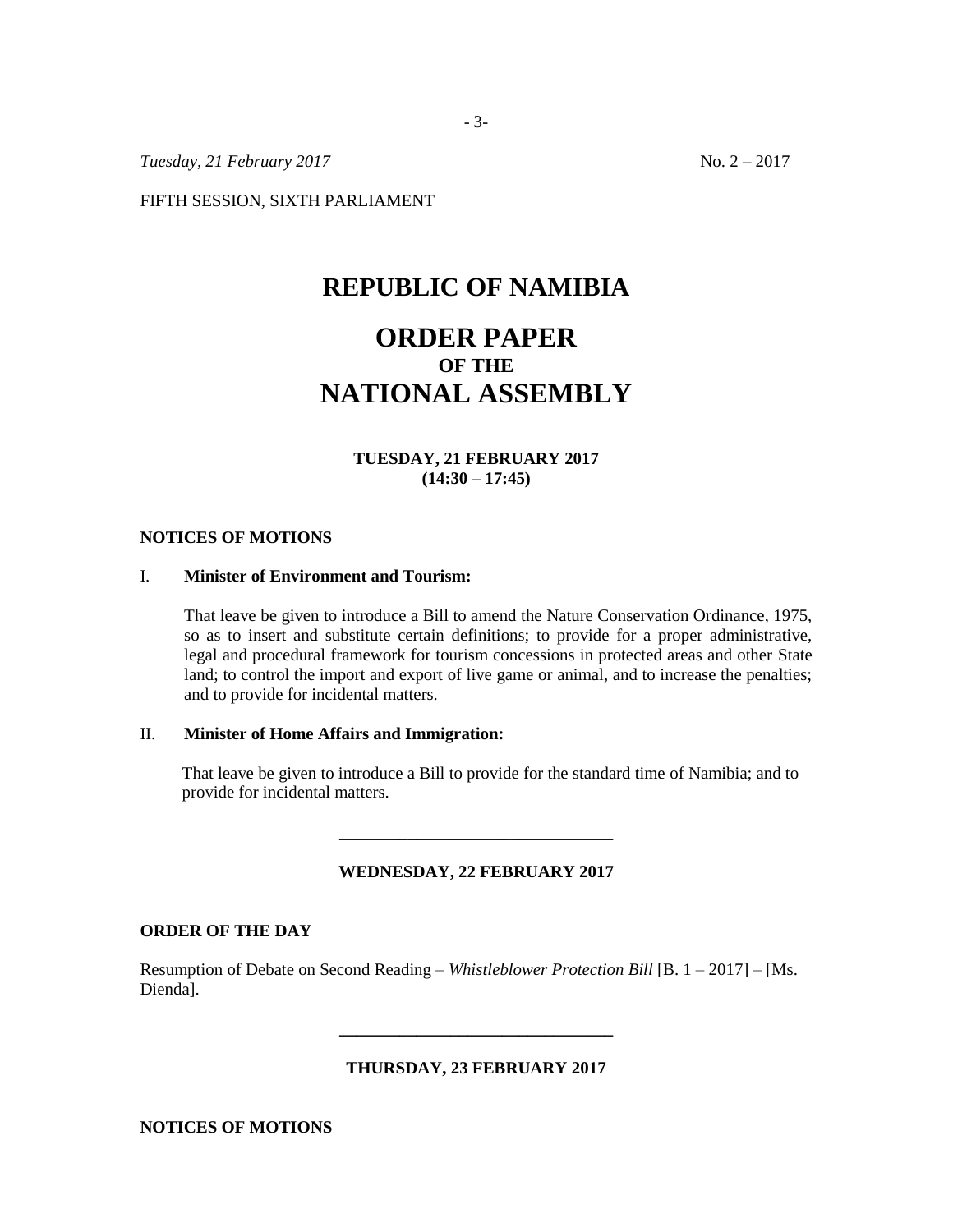*Tuesday, 21 February 2017* No. 2 – 2017

FIFTH SESSION, SIXTH PARLIAMENT

# REPUBLIC OF NAMIBIA

# ORDER PAPER
## OF THE
# NATIONAL ASSEMBLY

**TUESDAY, 21 FEBRUARY 2017**
**(14:30 – 17:45)**

**NOTICES OF MOTIONS**

I. **Minister of Environment and Tourism:**

That leave be given to introduce a Bill to amend the Nature Conservation Ordinance, 1975, so as to insert and substitute certain definitions; to provide for a proper administrative, legal and procedural framework for tourism concessions in protected areas and other State land; to control the import and export of live game or animal, and to increase the penalties; and to provide for incidental matters.

II. **Minister of Home Affairs and Immigration:**

That leave be given to introduce a Bill to provide for the standard time of Namibia; and to provide for incidental matters.

---

**WEDNESDAY, 22 FEBRUARY 2017**

**ORDER OF THE DAY**

Resumption of Debate on Second Reading – *Whistleblower Protection Bill* [B. 1 – 2017] – [Ms. Dienda].

---

**THURSDAY, 23 FEBRUARY 2017**

**NOTICES OF MOTIONS**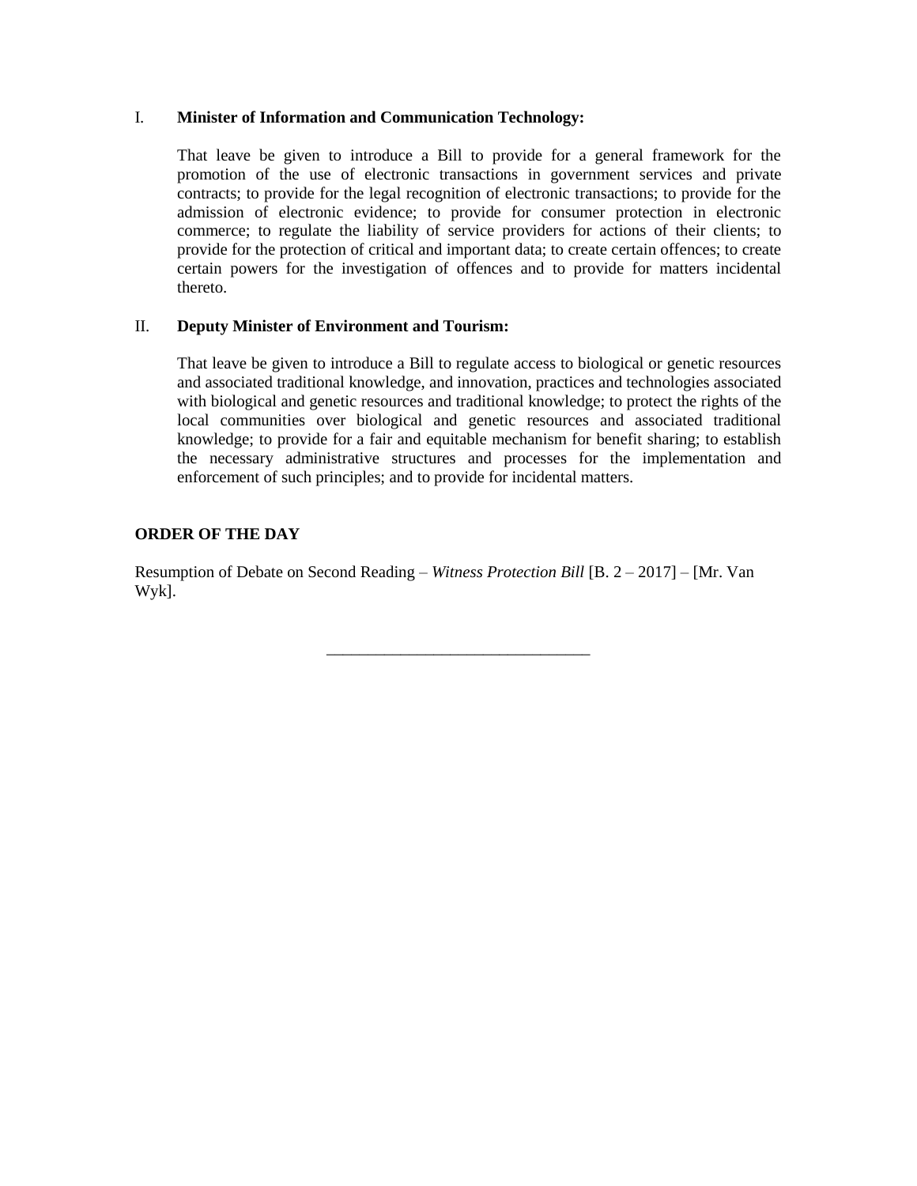I. **Minister of Information and Communication Technology:**

That leave be given to introduce a Bill to provide for a general framework for the promotion of the use of electronic transactions in government services and private contracts; to provide for the legal recognition of electronic transactions; to provide for the admission of electronic evidence; to provide for consumer protection in electronic commerce; to regulate the liability of service providers for actions of their clients; to provide for the protection of critical and important data; to create certain offences; to create certain powers for the investigation of offences and to provide for matters incidental thereto.

II. **Deputy Minister of Environment and Tourism:**

That leave be given to introduce a Bill to regulate access to biological or genetic resources and associated traditional knowledge, and innovation, practices and technologies associated with biological and genetic resources and traditional knowledge; to protect the rights of the local communities over biological and genetic resources and associated traditional knowledge; to provide for a fair and equitable mechanism for benefit sharing; to establish the necessary administrative structures and processes for the implementation and enforcement of such principles; and to provide for incidental matters.

**ORDER OF THE DAY**

Resumption of Debate on Second Reading – *Witness Protection Bill* [B. 2 – 2017] – [Mr. Van Wyk].

---